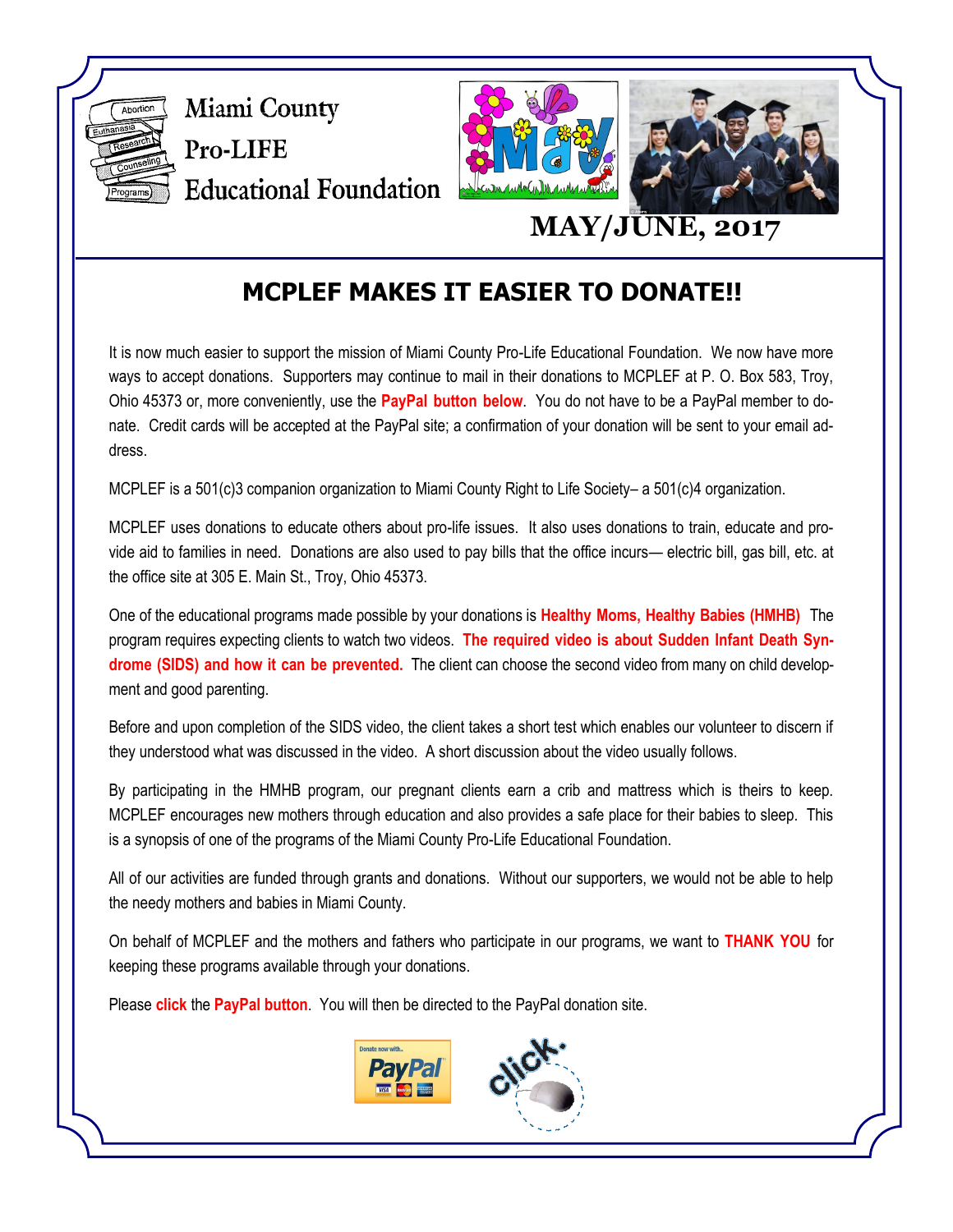Miami County
Pro-LIFE
Educational Foundation

MAY/JUNE, 2017

## MCPLEF MAKES IT EASIER TO DONATE!!

It is now much easier to support the mission of Miami County Pro-Life Educational Foundation. We now have more ways to accept donations. Supporters may continue to mail in their donations to MCPLEF at P. O. Box 583, Troy, Ohio 45373 or, more conveniently, use the **PayPal button below**. You do not have to be a PayPal member to donate. Credit cards will be accepted at the PayPal site; a confirmation of your donation will be sent to your email address.

MCPLEF is a 501(c)3 companion organization to Miami County Right to Life Society– a 501(c)4 organization.

MCPLEF uses donations to educate others about pro-life issues. It also uses donations to train, educate and provide aid to families in need. Donations are also used to pay bills that the office incurs— electric bill, gas bill, etc. at the office site at 305 E. Main St., Troy, Ohio 45373.

One of the educational programs made possible by your donations is **Healthy Moms, Healthy Babies (HMHB)** The program requires expecting clients to watch two videos. **The required video is about Sudden Infant Death Syndrome (SIDS) and how it can be prevented.** The client can choose the second video from many on child development and good parenting.

Before and upon completion of the SIDS video, the client takes a short test which enables our volunteer to discern if they understood what was discussed in the video. A short discussion about the video usually follows.

By participating in the HMHB program, our pregnant clients earn a crib and mattress which is theirs to keep. MCPLEF encourages new mothers through education and also provides a safe place for their babies to sleep. This is a synopsis of one of the programs of the Miami County Pro-Life Educational Foundation.

All of our activities are funded through grants and donations. Without our supporters, we would not be able to help the needy mothers and babies in Miami County.

On behalf of MCPLEF and the mothers and fathers who participate in our programs, we want to **THANK YOU** for keeping these programs available through your donations.

Please **click** the **PayPal button**. You will then be directed to the PayPal donation site.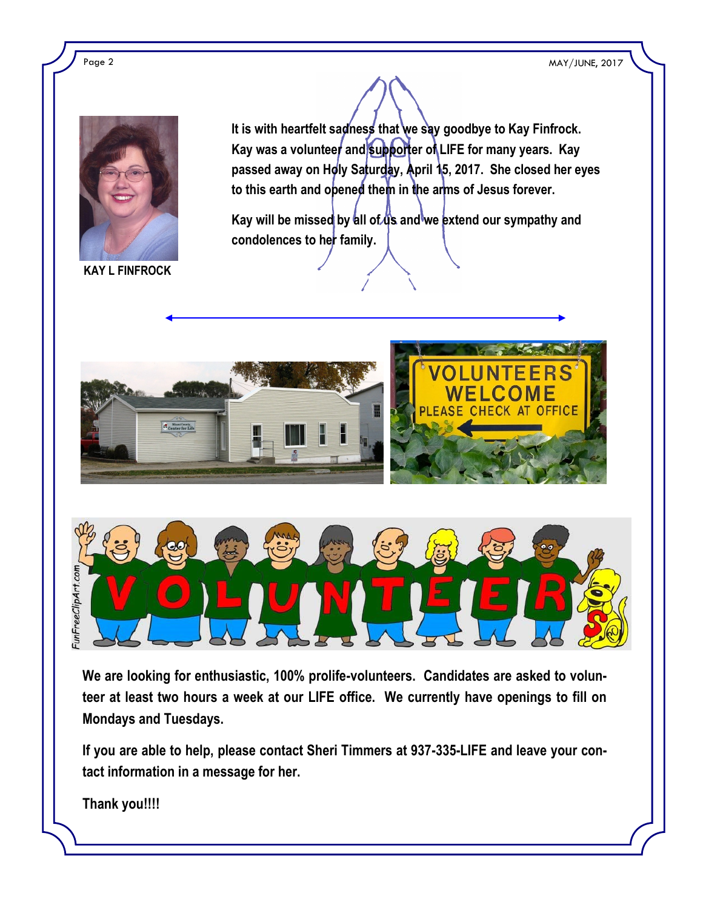**KAY L FINFROCK**

**It is with heartfelt sadness that we say goodbye to Kay Finfrock. Kay was a volunteer and supporter of LIFE for many years. Kay passed away on Holy Saturday, April 15, 2017. She closed her eyes to this earth and opened them in the arms of Jesus forever.**

**Kay will be missed by all of us and we extend our sympathy and condolences to her family.**

**We are looking for enthusiastic, 100% prolife-volunteers. Candidates are asked to volunteer at least two hours a week at our LIFE office. We currently have openings to fill on Mondays and Tuesdays.**

**If you are able to help, please contact Sheri Timmers at 937-335-LIFE and leave your contact information in a message for her.**

**Thank you!!!!**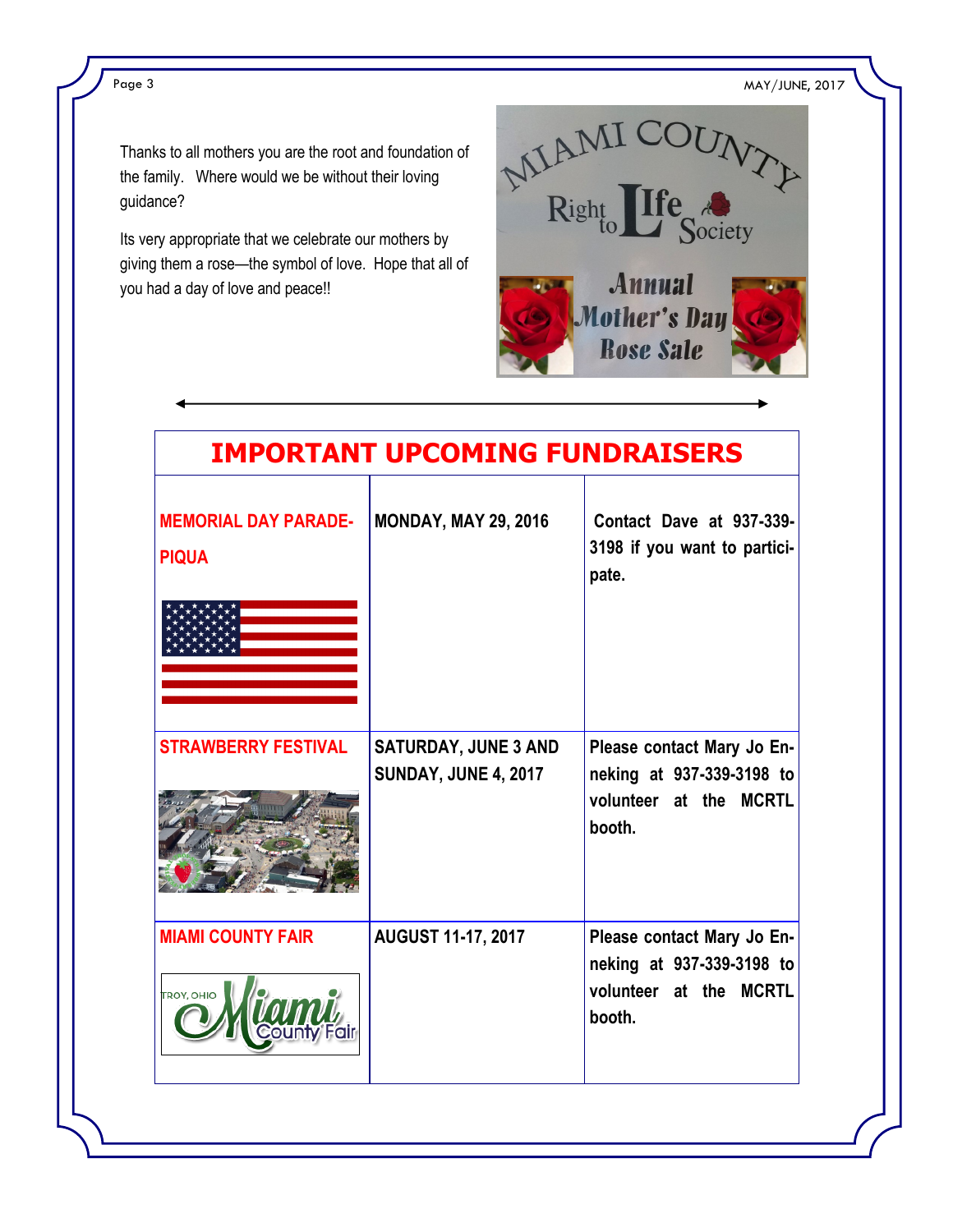Thanks to all mothers you are the root and foundation of the family. Where would we be without their loving guidance?

Its very appropriate that we celebrate our mothers by giving them a rose—the symbol of love. Hope that all of you had a day of love and peace!!

MIAMI COUNTY Right to Life Society

Annual Mother's Day Rose Sale

## IMPORTANT UPCOMING FUNDRAISERS

| | | |
|---|---|---|
| **MEMORIAL DAY PARADE-PIQUA** | **MONDAY, MAY 29, 2016** | **Contact Dave at 937-339-3198 if you want to participate.** |
| **STRAWBERRY FESTIVAL** | **SATURDAY, JUNE 3 AND SUNDAY, JUNE 4, 2017** | **Please contact Mary Jo Enneking at 937-339-3198 to volunteer at the MCRTL booth.** |
| **MIAMI COUNTY FAIR** | **AUGUST 11-17, 2017** | **Please contact Mary Jo Enneking at 937-339-3198 to volunteer at the MCRTL booth.** |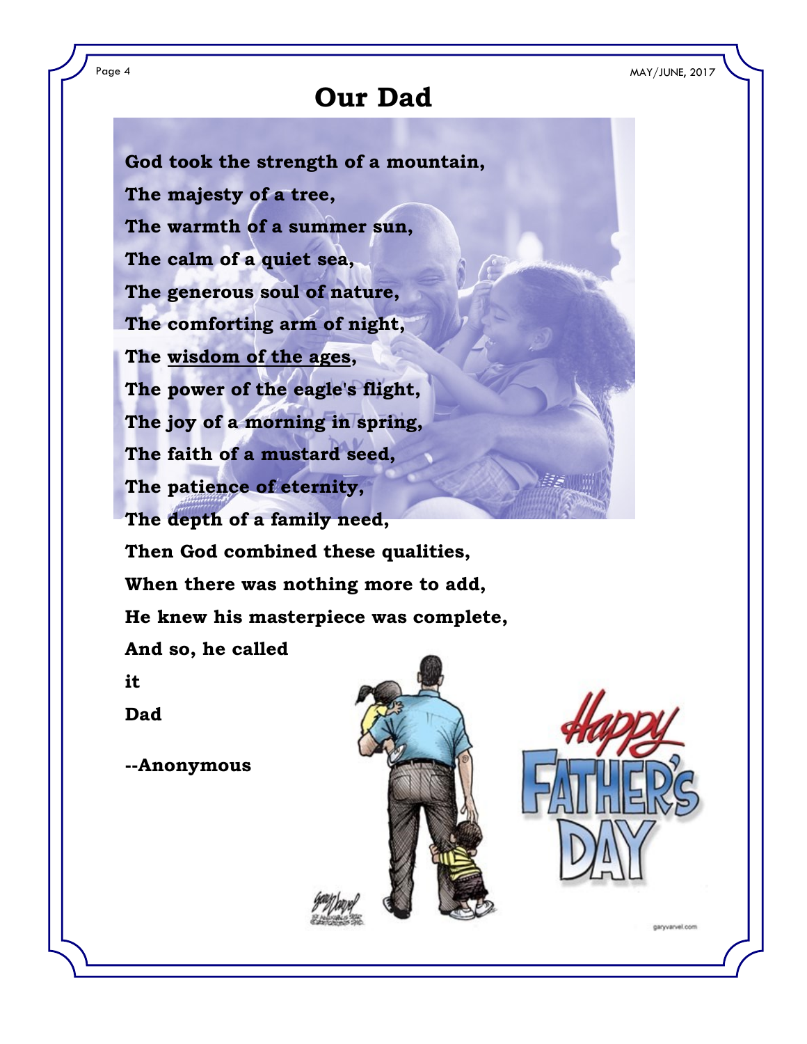# Our Dad

**God took the strength of a mountain,**

**The majesty of a tree,**

**The warmth of a summer sun,**

**The calm of a quiet sea,**

**The generous soul of nature,**

**The comforting arm of night,**

**The <u>wisdom of the ages</u>,**

**The power of the eagle's flight,**

**The joy of a morning in spring,**

**The faith of a mustard seed,**

**The patience of eternity,**

**The depth of a family need,**

**Then God combined these qualities,**

**When there was nothing more to add,**

**He knew his masterpiece was complete,**

**And so, he called**

**it**

**Dad**

**--Anonymous**